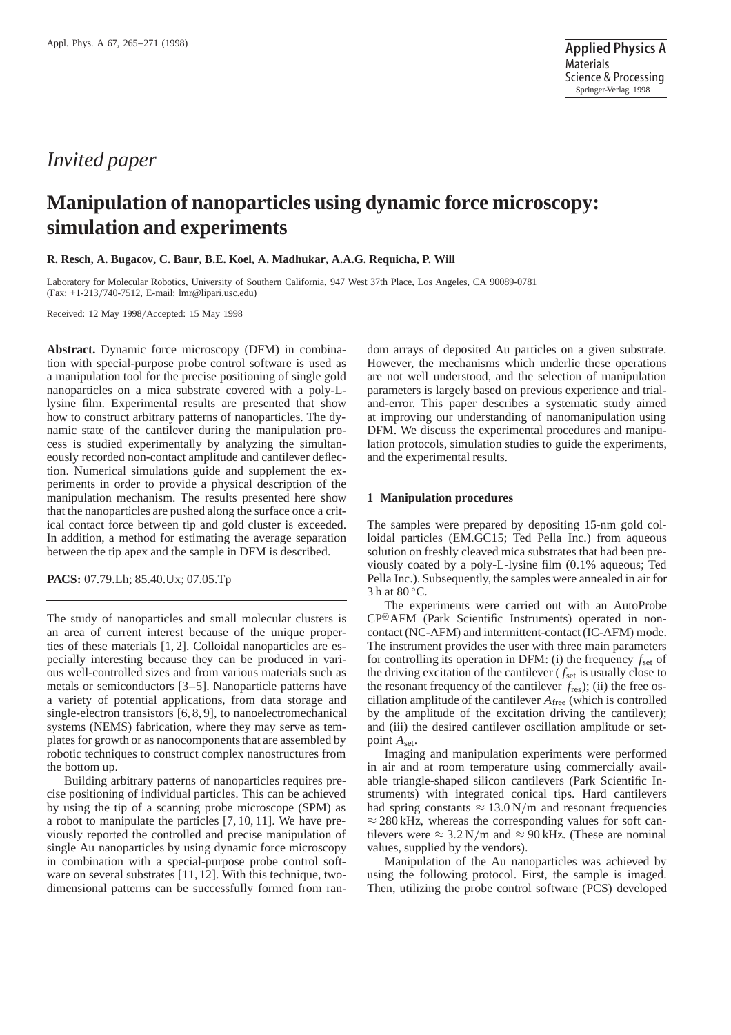*Invited paper*

# Manipulation of nanoparticles using dynamic force microscopy: simulation and experiments

**R. Resch, A. Bugacov, C. Baur, B.E. Koel, A. Madhukar, A.A.G. Requicha, P. Will**

Laboratory for Molecular Robotics, University of Southern California, 947 West 37th Place, Los Angeles, CA 90089-0781
(Fax: +1-213/740-7512, E-mail: lmr@lipari.usc.edu)

Received: 12 May 1998/Accepted: 15 May 1998

**Abstract.** Dynamic force microscopy (DFM) in combination with special-purpose probe control software is used as a manipulation tool for the precise positioning of single gold nanoparticles on a mica substrate covered with a poly-L-lysine film. Experimental results are presented that show how to construct arbitrary patterns of nanoparticles. The dynamic state of the cantilever during the manipulation process is studied experimentally by analyzing the simultaneously recorded non-contact amplitude and cantilever deflection. Numerical simulations guide and supplement the experiments in order to provide a physical description of the manipulation mechanism. The results presented here show that the nanoparticles are pushed along the surface once a critical contact force between tip and gold cluster is exceeded. In addition, a method for estimating the average separation between the tip apex and the sample in DFM is described.

**PACS:** 07.79.Lh; 85.40.Ux; 07.05.Tp

The study of nanoparticles and small molecular clusters is an area of current interest because of the unique properties of these materials [1, 2]. Colloidal nanoparticles are especially interesting because they can be produced in various well-controlled sizes and from various materials such as metals or semiconductors [3–5]. Nanoparticle patterns have a variety of potential applications, from data storage and single-electron transistors [6, 8, 9], to nanoelectromechanical systems (NEMS) fabrication, where they may serve as templates for growth or as nanocomponents that are assembled by robotic techniques to construct complex nanostructures from the bottom up.

Building arbitrary patterns of nanoparticles requires precise positioning of individual particles. This can be achieved by using the tip of a scanning probe microscope (SPM) as a robot to manipulate the particles [7, 10, 11]. We have previously reported the controlled and precise manipulation of single Au nanoparticles by using dynamic force microscopy in combination with a special-purpose probe control software on several substrates [11, 12]. With this technique, two-dimensional patterns can be successfully formed from random arrays of deposited Au particles on a given substrate. However, the mechanisms which underlie these operations are not well understood, and the selection of manipulation parameters is largely based on previous experience and trial-and-error. This paper describes a systematic study aimed at improving our understanding of nanomanipulation using DFM. We discuss the experimental procedures and manipulation protocols, simulation studies to guide the experiments, and the experimental results.

## 1 Manipulation procedures

The samples were prepared by depositing 15-nm gold colloidal particles (EM.GC15; Ted Pella Inc.) from aqueous solution on freshly cleaved mica substrates that had been previously coated by a poly-L-lysine film (0.1% aqueous; Ted Pella Inc.). Subsequently, the samples were annealed in air for 3 h at 80 °C.

The experiments were carried out with an AutoProbe CP®AFM (Park Scientific Instruments) operated in non-contact (NC-AFM) and intermittent-contact (IC-AFM) mode. The instrument provides the user with three main parameters for controlling its operation in DFM: (i) the frequency $f_{set}$ of the driving excitation of the cantilever ($f_{set}$ is usually close to the resonant frequency of the cantilever $f_{res}$); (ii) the free oscillation amplitude of the cantilever $A_{free}$ (which is controlled by the amplitude of the excitation driving the cantilever); and (iii) the desired cantilever oscillation amplitude or set-point $A_{set}$.

Imaging and manipulation experiments were performed in air and at room temperature using commercially available triangle-shaped silicon cantilevers (Park Scientific Instruments) with integrated conical tips. Hard cantilevers had spring constants $\approx 13.0\,\mathrm{N/m}$ and resonant frequencies $\approx 280\,\mathrm{kHz}$, whereas the corresponding values for soft cantilevers were $\approx 3.2\,\mathrm{N/m}$ and $\approx 90\,\mathrm{kHz}$. (These are nominal values, supplied by the vendors).

Manipulation of the Au nanoparticles was achieved by using the following protocol. First, the sample is imaged. Then, utilizing the probe control software (PCS) developed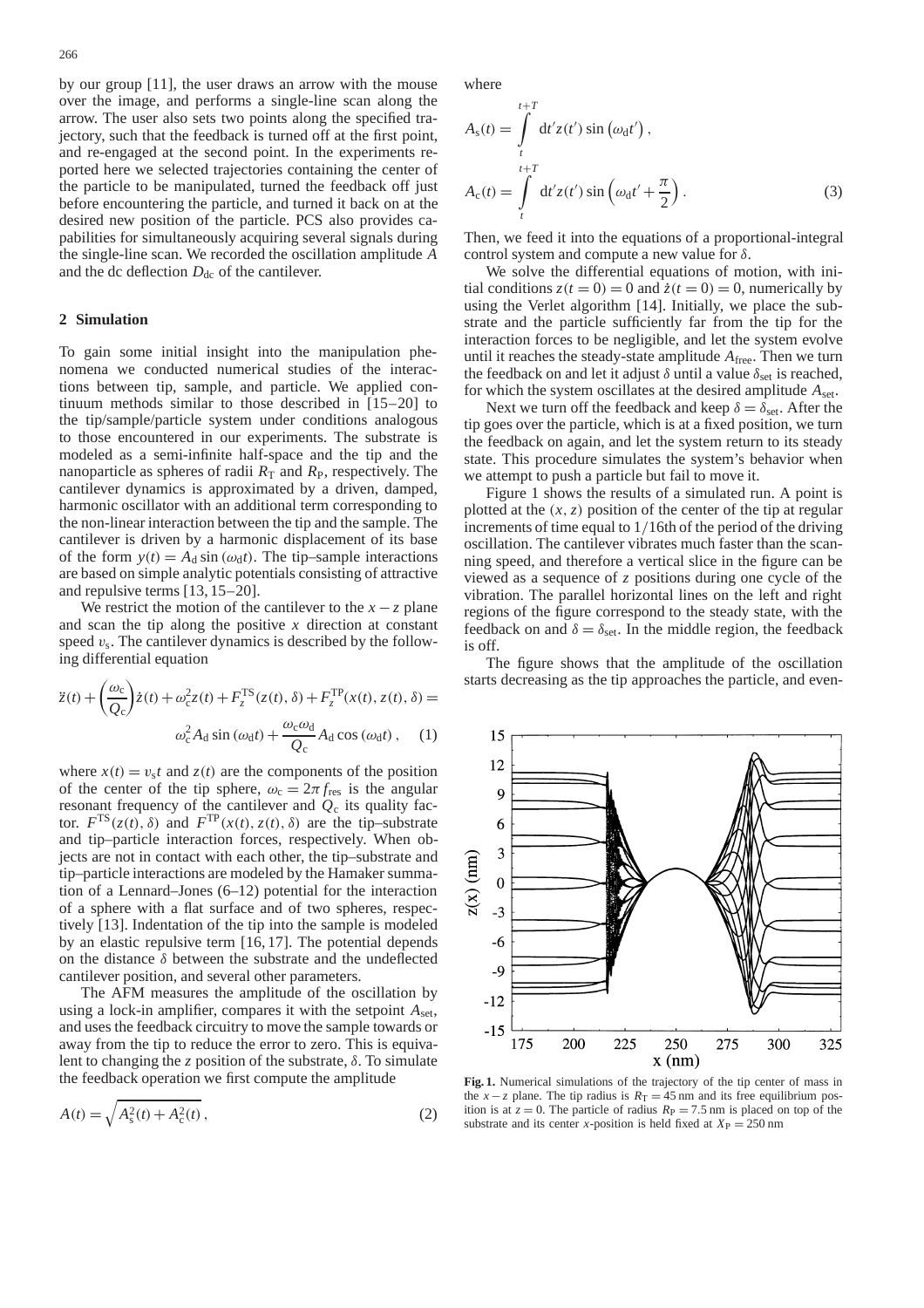by our group [11], the user draws an arrow with the mouse over the image, and performs a single-line scan along the arrow. The user also sets two points along the specified trajectory, such that the feedback is turned off at the first point, and re-engaged at the second point. In the experiments reported here we selected trajectories containing the center of the particle to be manipulated, turned the feedback off just before encountering the particle, and turned it back on at the desired new position of the particle. PCS also provides capabilities for simultaneously acquiring several signals during the single-line scan. We recorded the oscillation amplitude $A$ and the dc deflection $D_{\rm dc}$ of the cantilever.

## 2 Simulation

To gain some initial insight into the manipulation phenomena we conducted numerical studies of the interactions between tip, sample, and particle. We applied continuum methods similar to those described in [15–20] to the tip/sample/particle system under conditions analogous to those encountered in our experiments. The substrate is modeled as a semi-infinite half-space and the tip and the nanoparticle as spheres of radii $R_{\rm T}$ and $R_{\rm P}$, respectively. The cantilever dynamics is approximated by a driven, damped, harmonic oscillator with an additional term corresponding to the non-linear interaction between the tip and the sample. The cantilever is driven by a harmonic displacement of its base of the form $y(t) = A_{\rm d} \sin(\omega_{\rm d} t)$. The tip–sample interactions are based on simple analytic potentials consisting of attractive and repulsive terms [13, 15–20].

We restrict the motion of the cantilever to the $x-z$ plane and scan the tip along the positive $x$ direction at constant speed $v_{\rm s}$. The cantilever dynamics is described by the following differential equation

$$\ddot{z}(t) + \left(\frac{\omega_{\rm c}}{Q_{\rm c}}\right)\dot{z}(t) + \omega_{\rm c}^2 z(t) + F_z^{\rm TS}(z(t), \delta) + F_z^{\rm TP}(x(t), z(t), \delta) = \omega_{\rm c}^2 A_{\rm d} \sin(\omega_{\rm d} t) + \frac{\omega_{\rm c}\omega_{\rm d}}{Q_{\rm c}} A_{\rm d} \cos(\omega_{\rm d} t) , \quad (1)$$

where $x(t) = v_{\rm s} t$ and $z(t)$ are the components of the position of the center of the tip sphere, $\omega_{\rm c} = 2\pi f_{\rm res}$ is the angular resonant frequency of the cantilever and $Q_{\rm c}$ its quality factor. $F^{\rm TS}(z(t), \delta)$ and $F^{\rm TP}(x(t), z(t), \delta)$ are the tip–substrate and tip–particle interaction forces, respectively. When objects are not in contact with each other, the tip–substrate and tip–particle interactions are modeled by the Hamaker summation of a Lennard–Jones (6–12) potential for the interaction of a sphere with a flat surface and of two spheres, respectively [13]. Indentation of the tip into the sample is modeled by an elastic repulsive term [16, 17]. The potential depends on the distance $\delta$ between the substrate and the undeflected cantilever position, and several other parameters.

The AFM measures the amplitude of the oscillation by using a lock-in amplifier, compares it with the setpoint $A_{\rm set}$, and uses the feedback circuitry to move the sample towards or away from the tip to reduce the error to zero. This is equivalent to changing the $z$ position of the substrate, $\delta$. To simulate the feedback operation we first compute the amplitude

$$A(t) = \sqrt{A_{\rm s}^2(t) + A_{\rm c}^2(t)} , \quad (2)$$

where

$$A_{\rm s}(t) = \int_t^{t+T} {\rm d}t' z(t') \sin(\omega_{\rm d} t') ,$$

$$A_{\rm c}(t) = \int_t^{t+T} {\rm d}t' z(t') \sin\left(\omega_{\rm d} t' + \frac{\pi}{2}\right) . \quad (3)$$

Then, we feed it into the equations of a proportional-integral control system and compute a new value for $\delta$.

We solve the differential equations of motion, with initial conditions $z(t=0) = 0$ and $\dot{z}(t=0) = 0$, numerically by using the Verlet algorithm [14]. Initially, we place the substrate and the particle sufficiently far from the tip for the interaction forces to be negligible, and let the system evolve until it reaches the steady-state amplitude $A_{\rm free}$. Then we turn the feedback on and let it adjust $\delta$ until a value $\delta_{\rm set}$ is reached, for which the system oscillates at the desired amplitude $A_{\rm set}$.

Next we turn off the feedback and keep $\delta = \delta_{\rm set}$. After the tip goes over the particle, which is at a fixed position, we turn the feedback on again, and let the system return to its steady state. This procedure simulates the system's behavior when we attempt to push a particle but fail to move it.

Figure 1 shows the results of a simulated run. A point is plotted at the $(x, z)$ position of the center of the tip at regular increments of time equal to $1/16$th of the period of the driving oscillation. The cantilever vibrates much faster than the scanning speed, and therefore a vertical slice in the figure can be viewed as a sequence of $z$ positions during one cycle of the vibration. The parallel horizontal lines on the left and right regions of the figure correspond to the steady state, with the feedback on and $\delta = \delta_{\rm set}$. In the middle region, the feedback is off.

The figure shows that the amplitude of the oscillation starts decreasing as the tip approaches the particle, and even-

**Fig. 1.** Numerical simulations of the trajectory of the tip center of mass in the $x-z$ plane. The tip radius is $R_{\rm T} = 45$ nm and its free equilibrium position is at $z = 0$. The particle of radius $R_{\rm P} = 7.5$ nm is placed on top of the substrate and its center $x$-position is held fixed at $X_{\rm P} = 250$ nm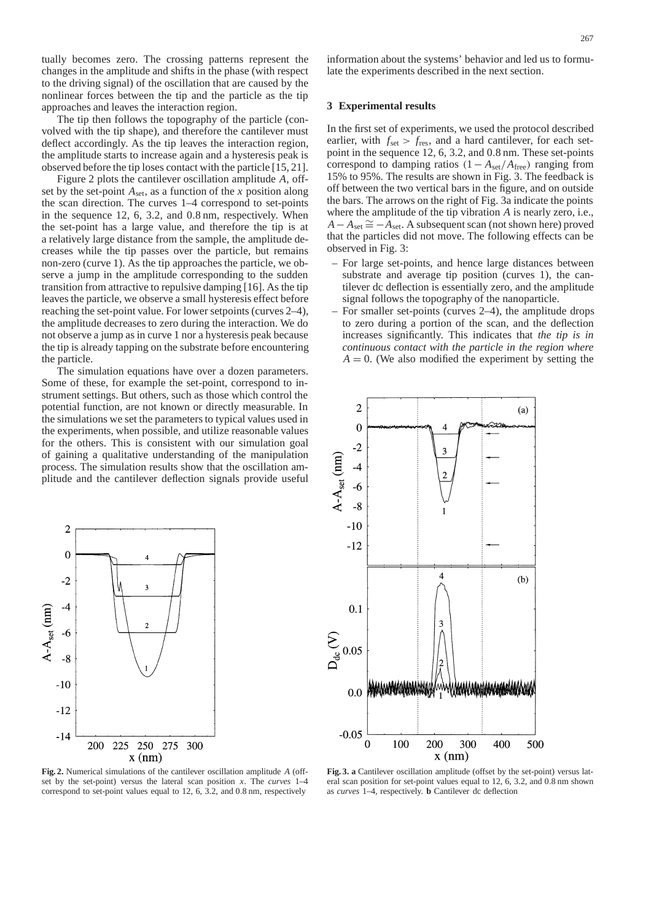tually becomes zero. The crossing patterns represent the changes in the amplitude and shifts in the phase (with respect to the driving signal) of the oscillation that are caused by the nonlinear forces between the tip and the particle as the tip approaches and leaves the interaction region.

The tip then follows the topography of the particle (convolved with the tip shape), and therefore the cantilever must deflect accordingly. As the tip leaves the interaction region, the amplitude starts to increase again and a hysteresis peak is observed before the tip loses contact with the particle [15, 21].

Figure 2 plots the cantilever oscillation amplitude $A$, offset by the set-point $A_{set}$, as a function of the $x$ position along the scan direction. The curves 1–4 correspond to set-points in the sequence 12, 6, 3.2, and 0.8 nm, respectively. When the set-point has a large value, and therefore the tip is at a relatively large distance from the sample, the amplitude decreases while the tip passes over the particle, but remains non-zero (curve 1). As the tip approaches the particle, we observe a jump in the amplitude corresponding to the sudden transition from attractive to repulsive damping [16]. As the tip leaves the particle, we observe a small hysteresis effect before reaching the set-point value. For lower setpoints (curves 2–4), the amplitude decreases to zero during the interaction. We do not observe a jump as in curve 1 nor a hysteresis peak because the tip is already tapping on the substrate before encountering the particle.

The simulation equations have over a dozen parameters. Some of these, for example the set-point, correspond to instrument settings. But others, such as those which control the potential function, are not known or directly measurable. In the simulations we set the parameters to typical values used in the experiments, when possible, and utilize reasonable values for the others. This is consistent with our simulation goal of gaining a qualitative understanding of the manipulation process. The simulation results show that the oscillation amplitude and the cantilever deflection signals provide useful information about the systems' behavior and led us to formulate the experiments described in the next section.

**Fig. 2.** Numerical simulations of the cantilever oscillation amplitude $A$ (offset by the set-point) versus the lateral scan position $x$. The *curves* 1–4 correspond to set-point values equal to 12, 6, 3.2, and 0.8 nm, respectively

## 3 Experimental results

In the first set of experiments, we used the protocol described earlier, with $f_{set} > f_{res}$, and a hard cantilever, for each set-point in the sequence 12, 6, 3.2, and 0.8 nm. These set-points correspond to damping ratios $(1 - A_{set}/A_{free})$ ranging from 15% to 95%. The results are shown in Fig. 3. The feedback is off between the two vertical bars in the figure, and on outside the bars. The arrows on the right of Fig. 3a indicate the points where the amplitude of the tip vibration $A$ is nearly zero, i.e., $A - A_{set} \cong -A_{set}$. A subsequent scan (not shown here) proved that the particles did not move. The following effects can be observed in Fig. 3:

- For large set-points, and hence large distances between substrate and average tip position (curves 1), the cantilever dc deflection is essentially zero, and the amplitude signal follows the topography of the nanoparticle.
- For smaller set-points (curves 2–4), the amplitude drops to zero during a portion of the scan, and the deflection increases significantly. This indicates that *the tip is in continuous contact with the particle in the region where* $A = 0$. (We also modified the experiment by setting the

**Fig. 3. a** Cantilever oscillation amplitude (offset by the set-point) versus lateral scan position for set-point values equal to 12, 6, 3.2, and 0.8 nm shown as *curves* 1–4, respectively. **b** Cantilever dc deflection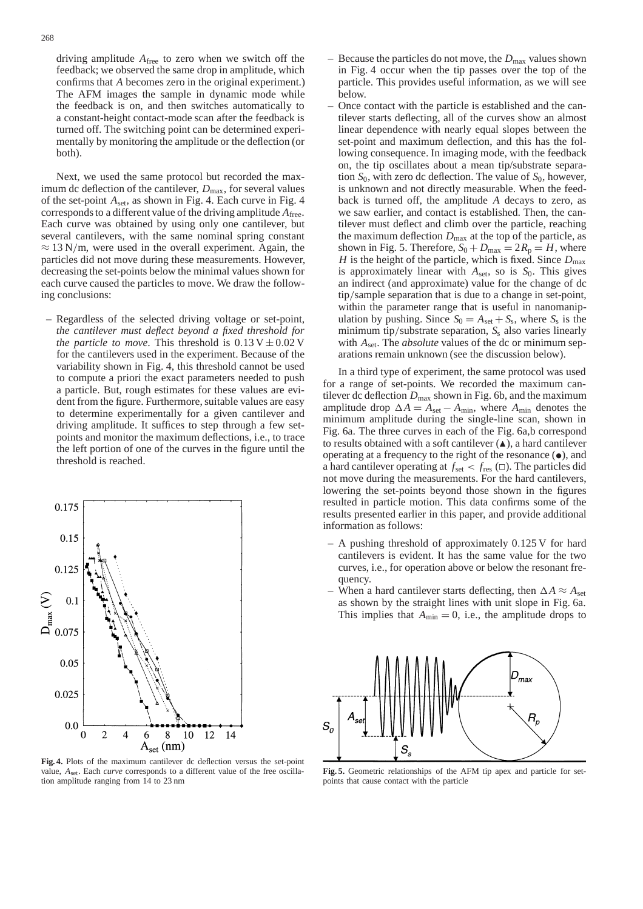driving amplitude $A_{free}$ to zero when we switch off the feedback; we observed the same drop in amplitude, which confirms that $A$ becomes zero in the original experiment.) The AFM images the sample in dynamic mode while the feedback is on, and then switches automatically to a constant-height contact-mode scan after the feedback is turned off. The switching point can be determined experimentally by monitoring the amplitude or the deflection (or both).

Next, we used the same protocol but recorded the maximum dc deflection of the cantilever, $D_{max}$, for several values of the set-point $A_{set}$, as shown in Fig. 4. Each curve in Fig. 4 corresponds to a different value of the driving amplitude $A_{free}$. Each curve was obtained by using only one cantilever, but several cantilevers, with the same nominal spring constant $\approx 13$ N/m, were used in the overall experiment. Again, the particles did not move during these measurements. However, decreasing the set-points below the minimal values shown for each curve caused the particles to move. We draw the following conclusions:

– Regardless of the selected driving voltage or set-point, *the cantilever must deflect beyond a fixed threshold for the particle to move*. This threshold is $0.13\,\text{V} \pm 0.02\,\text{V}$ for the cantilevers used in the experiment. Because of the variability shown in Fig. 4, this threshold cannot be used to compute a priori the exact parameters needed to push a particle. But, rough estimates for these values are evident from the figure. Furthermore, suitable values are easy to determine experimentally for a given cantilever and driving amplitude. It suffices to step through a few set-points and monitor the maximum deflections, i.e., to trace the left portion of one of the curves in the figure until the threshold is reached.

**Fig. 4.** Plots of the maximum cantilever dc deflection versus the set-point value, $A_{set}$. Each *curve* corresponds to a different value of the free oscillation amplitude ranging from 14 to 23 nm

– Because the particles do not move, the $D_{max}$ values shown in Fig. 4 occur when the tip passes over the top of the particle. This provides useful information, as we will see below.

– Once contact with the particle is established and the cantilever starts deflecting, all of the curves show an almost linear dependence with nearly equal slopes between the set-point and maximum deflection, and this has the following consequence. In imaging mode, with the feedback on, the tip oscillates about a mean tip/substrate separation $S_0$, with zero dc deflection. The value of $S_0$, however, is unknown and not directly measurable. When the feedback is turned off, the amplitude $A$ decays to zero, as we saw earlier, and contact is established. Then, the cantilever must deflect and climb over the particle, reaching the maximum deflection $D_{max}$ at the top of the particle, as shown in Fig. 5. Therefore, $S_0 + D_{max} = 2R_p = H$, where $H$ is the height of the particle, which is fixed. Since $D_{max}$ is approximately linear with $A_{set}$, so is $S_0$. This gives an indirect (and approximate) value for the change of dc tip/sample separation that is due to a change in set-point, within the parameter range that is useful in nanomanipulation by pushing. Since $S_0 = A_{set} + S_s$, where $S_s$ is the minimum tip/substrate separation, $S_s$ also varies linearly with $A_{set}$. The *absolute* values of the dc or minimum separations remain unknown (see the discussion below).

In a third type of experiment, the same protocol was used for a range of set-points. We recorded the maximum cantilever dc deflection $D_{max}$ shown in Fig. 6b, and the maximum amplitude drop $\Delta A = A_{set} - A_{min}$, where $A_{min}$ denotes the minimum amplitude during the single-line scan, shown in Fig. 6a. The three curves in each of the Fig. 6a,b correspond to results obtained with a soft cantilever (▲), a hard cantilever operating at a frequency to the right of the resonance (●), and a hard cantilever operating at $f_{set} < f_{res}$ (□). The particles did not move during the measurements. For the hard cantilevers, lowering the set-points beyond those shown in the figures resulted in particle motion. This data confirms some of the results presented earlier in this paper, and provide additional information as follows:

– A pushing threshold of approximately 0.125 V for hard cantilevers is evident. It has the same value for the two curves, i.e., for operation above or below the resonant frequency.

– When a hard cantilever starts deflecting, then $\Delta A \approx A_{set}$ as shown by the straight lines with unit slope in Fig. 6a. This implies that $A_{min} = 0$, i.e., the amplitude drops to

**Fig. 5.** Geometric relationships of the AFM tip apex and particle for set-points that cause contact with the particle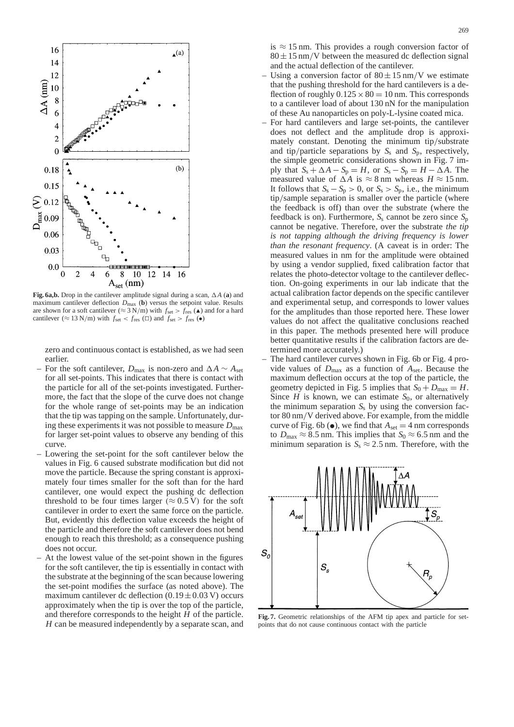**Fig. 6a,b.** Drop in the cantilever amplitude signal during a scan, $\Delta A$ (**a**) and maximum cantilever deflection $D_{max}$ (**b**) versus the setpoint value. Results are shown for a soft cantilever ($\approx 3$ N/m) with $f_{set} > f_{res}$ (▲) and for a hard cantilever ($\approx 13$ N/m) with $f_{set} < f_{res}$ (□) and $f_{set} > f_{res}$ (●)

zero and continuous contact is established, as we had seen earlier.

– For the soft cantilever, $D_{max}$ is non-zero and $\Delta A \sim A_{set}$ for all set-points. This indicates that there is contact with the particle for all of the set-points investigated. Furthermore, the fact that the slope of the curve does not change for the whole range of set-points may be an indication that the tip was tapping on the sample. Unfortunately, during these experiments it was not possible to measure $D_{max}$ for larger set-point values to observe any bending of this curve.

– Lowering the set-point for the soft cantilever below the values in Fig. 6 caused substrate modification but did not move the particle. Because the spring constant is approximately four times smaller for the soft than for the hard cantilever, one would expect the pushing dc deflection threshold to be four times larger ($\approx 0.5$ V) for the soft cantilever in order to exert the same force on the particle. But, evidently this deflection value exceeds the height of the particle and therefore the soft cantilever does not bend enough to reach this threshold; as a consequence pushing does not occur.

– At the lowest value of the set-point shown in the figures for the soft cantilever, the tip is essentially in contact with the substrate at the beginning of the scan because lowering the set-point modifies the surface (as noted above). The maximum cantilever dc deflection ($0.19 \pm 0.03$ V) occurs approximately when the tip is over the top of the particle, and therefore corresponds to the height $H$ of the particle. $H$ can be measured independently by a separate scan, and is $\approx 15$ nm. This provides a rough conversion factor of $80 \pm 15$ nm/V between the measured dc deflection signal and the actual deflection of the cantilever.

– Using a conversion factor of $80 \pm 15$ nm/V we estimate that the pushing threshold for the hard cantilevers is a deflection of roughly $0.125 \times 80 = 10$ nm. This corresponds to a cantilever load of about 130 nN for the manipulation of these Au nanoparticles on poly-L-lysine coated mica.

– For hard cantilevers and large set-points, the cantilever does not deflect and the amplitude drop is approximately constant. Denoting the minimum tip/substrate and tip/particle separations by $S_s$ and $S_p$, respectively, the simple geometric considerations shown in Fig. 7 imply that $S_s + \Delta A - S_p = H$, or $S_s - S_p = H - \Delta A$. The measured value of $\Delta A$ is $\approx 8$ nm whereas $H \approx 15$ nm. It follows that $S_s - S_p > 0$, or $S_s > S_p$, i.e., the minimum tip/sample separation is smaller over the particle (where the feedback is off) than over the substrate (where the feedback is on). Furthermore, $S_s$ cannot be zero since $S_p$ cannot be negative. Therefore, over the substrate *the tip is not tapping although the driving frequency is lower than the resonant frequency*. (A caveat is in order: The measured values in nm for the amplitude were obtained by using a vendor supplied, fixed calibration factor that relates the photo-detector voltage to the cantilever deflection. On-going experiments in our lab indicate that the actual calibration factor depends on the specific cantilever and experimental setup, and corresponds to lower values for the amplitudes than those reported here. These lower values do not affect the qualitative conclusions reached in this paper. The methods presented here will produce better quantitative results if the calibration factors are determined more accurately.)

– The hard cantilever curves shown in Fig. 6b or Fig. 4 provide values of $D_{max}$ as a function of $A_{set}$. Because the maximum deflection occurs at the top of the particle, the geometry depicted in Fig. 5 implies that $S_0 + D_{max} = H$. Since $H$ is known, we can estimate $S_0$, or alternatively the minimum separation $S_s$ by using the conversion factor 80 nm/V derived above. For example, from the middle curve of Fig. 6b (●), we find that $A_{set} = 4$ nm corresponds to $D_{max} \approx 8.5$ nm. This implies that $S_0 \approx 6.5$ nm and the minimum separation is $S_s \approx 2.5$ nm. Therefore, with the

**Fig. 7.** Geometric relationships of the AFM tip apex and particle for set-points that do not cause continuous contact with the particle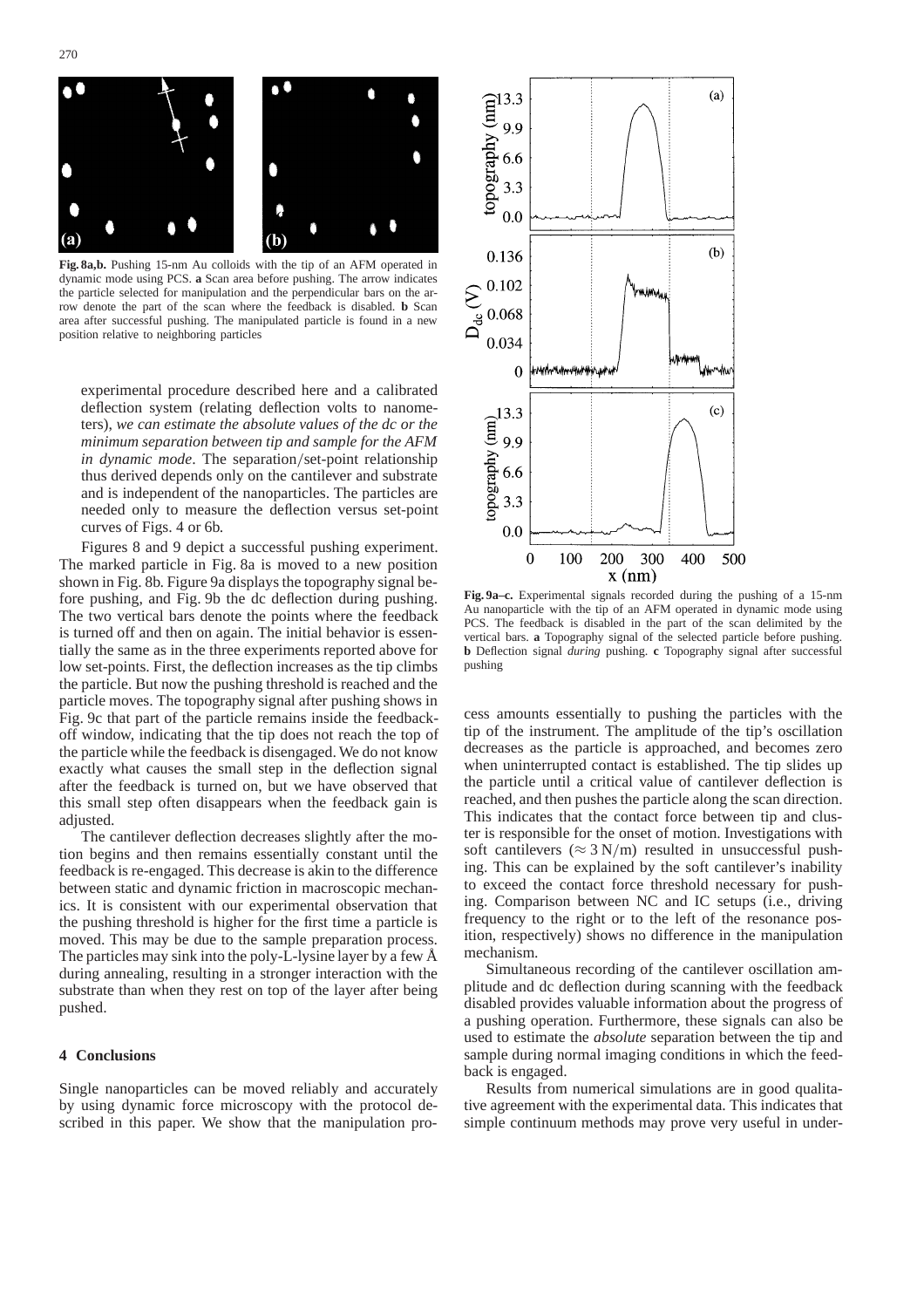**Fig. 8a,b.** Pushing 15-nm Au colloids with the tip of an AFM operated in dynamic mode using PCS. **a** Scan area before pushing. The arrow indicates the particle selected for manipulation and the perpendicular bars on the arrow denote the part of the scan where the feedback is disabled. **b** Scan area after successful pushing. The manipulated particle is found in a new position relative to neighboring particles

**Fig. 9a–c.** Experimental signals recorded during the pushing of a 15-nm Au nanoparticle with the tip of an AFM operated in dynamic mode using PCS. The feedback is disabled in the part of the scan delimited by the vertical bars. **a** Topography signal of the selected particle before pushing. **b** Deflection signal *during* pushing. **c** Topography signal after successful pushing

experimental procedure described here and a calibrated deflection system (relating deflection volts to nanometers), *we can estimate the absolute values of the dc or the minimum separation between tip and sample for the AFM in dynamic mode*. The separation/set-point relationship thus derived depends only on the cantilever and substrate and is independent of the nanoparticles. The particles are needed only to measure the deflection versus set-point curves of Figs. 4 or 6b.

Figures 8 and 9 depict a successful pushing experiment. The marked particle in Fig. 8a is moved to a new position shown in Fig. 8b. Figure 9a displays the topography signal before pushing, and Fig. 9b the dc deflection during pushing. The two vertical bars denote the points where the feedback is turned off and then on again. The initial behavior is essentially the same as in the three experiments reported above for low set-points. First, the deflection increases as the tip climbs the particle. But now the pushing threshold is reached and the particle moves. The topography signal after pushing shows in Fig. 9c that part of the particle remains inside the feedback-off window, indicating that the tip does not reach the top of the particle while the feedback is disengaged. We do not know exactly what causes the small step in the deflection signal after the feedback is turned on, but we have observed that this small step often disappears when the feedback gain is adjusted.

The cantilever deflection decreases slightly after the motion begins and then remains essentially constant until the feedback is re-engaged. This decrease is akin to the difference between static and dynamic friction in macroscopic mechanics. It is consistent with our experimental observation that the pushing threshold is higher for the first time a particle is moved. This may be due to the sample preparation process. The particles may sink into the poly-L-lysine layer by a few Å during annealing, resulting in a stronger interaction with the substrate than when they rest on top of the layer after being pushed.

## 4 Conclusions

Single nanoparticles can be moved reliably and accurately by using dynamic force microscopy with the protocol described in this paper. We show that the manipulation process amounts essentially to pushing the particles with the tip of the instrument. The amplitude of the tip's oscillation decreases as the particle is approached, and becomes zero when uninterrupted contact is established. The tip slides up the particle until a critical value of cantilever deflection is reached, and then pushes the particle along the scan direction. This indicates that the contact force between tip and cluster is responsible for the onset of motion. Investigations with soft cantilevers ($\approx 3\,\mathrm{N/m}$) resulted in unsuccessful pushing. This can be explained by the soft cantilever's inability to exceed the contact force threshold necessary for pushing. Comparison between NC and IC setups (i.e., driving frequency to the right or to the left of the resonance position, respectively) shows no difference in the manipulation mechanism.

Simultaneous recording of the cantilever oscillation amplitude and dc deflection during scanning with the feedback disabled provides valuable information about the progress of a pushing operation. Furthermore, these signals can also be used to estimate the *absolute* separation between the tip and sample during normal imaging conditions in which the feedback is engaged.

Results from numerical simulations are in good qualitative agreement with the experimental data. This indicates that simple continuum methods may prove very useful in under-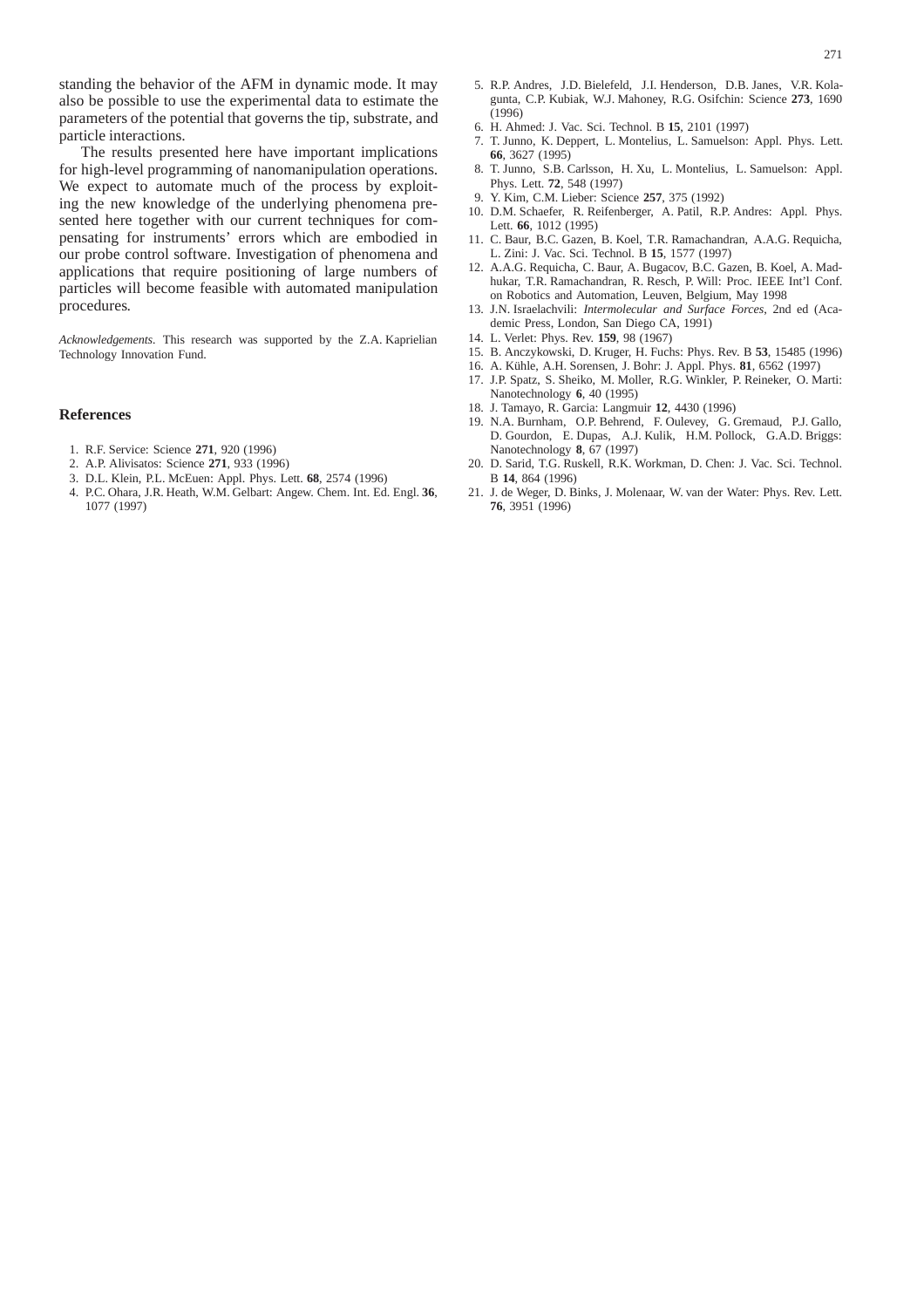standing the behavior of the AFM in dynamic mode. It may also be possible to use the experimental data to estimate the parameters of the potential that governs the tip, substrate, and particle interactions.

The results presented here have important implications for high-level programming of nanomanipulation operations. We expect to automate much of the process by exploiting the new knowledge of the underlying phenomena presented here together with our current techniques for compensating for instruments' errors which are embodied in our probe control software. Investigation of phenomena and applications that require positioning of large numbers of particles will become feasible with automated manipulation procedures.

*Acknowledgements.* This research was supported by the Z.A. Kaprielian Technology Innovation Fund.

## References

1. R.F. Service: Science **271**, 920 (1996)
2. A.P. Alivisatos: Science **271**, 933 (1996)
3. D.L. Klein, P.L. McEuen: Appl. Phys. Lett. **68**, 2574 (1996)
4. P.C. Ohara, J.R. Heath, W.M. Gelbart: Angew. Chem. Int. Ed. Engl. **36**, 1077 (1997)
5. R.P. Andres, J.D. Bielefeld, J.I. Henderson, D.B. Janes, V.R. Kolagunta, C.P. Kubiak, W.J. Mahoney, R.G. Osifchin: Science **273**, 1690 (1996)
6. H. Ahmed: J. Vac. Sci. Technol. B **15**, 2101 (1997)
7. T. Junno, K. Deppert, L. Montelius, L. Samuelson: Appl. Phys. Lett. **66**, 3627 (1995)
8. T. Junno, S.B. Carlsson, H. Xu, L. Montelius, L. Samuelson: Appl. Phys. Lett. **72**, 548 (1997)
9. Y. Kim, C.M. Lieber: Science **257**, 375 (1992)
10. D.M. Schaefer, R. Reifenberger, A. Patil, R.P. Andres: Appl. Phys. Lett. **66**, 1012 (1995)
11. C. Baur, B.C. Gazen, B. Koel, T.R. Ramachandran, A.A.G. Requicha, L. Zini: J. Vac. Sci. Technol. B **15**, 1577 (1997)
12. A.A.G. Requicha, C. Baur, A. Bugacov, B.C. Gazen, B. Koel, A. Madhukar, T.R. Ramachandran, R. Resch, P. Will: Proc. IEEE Int'l Conf. on Robotics and Automation, Leuven, Belgium, May 1998
13. J.N. Israelachvili: *Intermolecular and Surface Forces*, 2nd ed (Academic Press, London, San Diego CA, 1991)
14. L. Verlet: Phys. Rev. **159**, 98 (1967)
15. B. Anczykowski, D. Kruger, H. Fuchs: Phys. Rev. B **53**, 15485 (1996)
16. A. Kühle, A.H. Sorensen, J. Bohr: J. Appl. Phys. **81**, 6562 (1997)
17. J.P. Spatz, S. Sheiko, M. Moller, R.G. Winkler, P. Reineker, O. Marti: Nanotechnology **6**, 40 (1995)
18. J. Tamayo, R. Garcia: Langmuir **12**, 4430 (1996)
19. N.A. Burnham, O.P. Behrend, F. Oulevey, G. Gremaud, P.J. Gallo, D. Gourdon, E. Dupas, A.J. Kulik, H.M. Pollock, G.A.D. Briggs: Nanotechnology **8**, 67 (1997)
20. D. Sarid, T.G. Ruskell, R.K. Workman, D. Chen: J. Vac. Sci. Technol. B **14**, 864 (1996)
21. J. de Weger, D. Binks, J. Molenaar, W. van der Water: Phys. Rev. Lett. **76**, 3951 (1996)